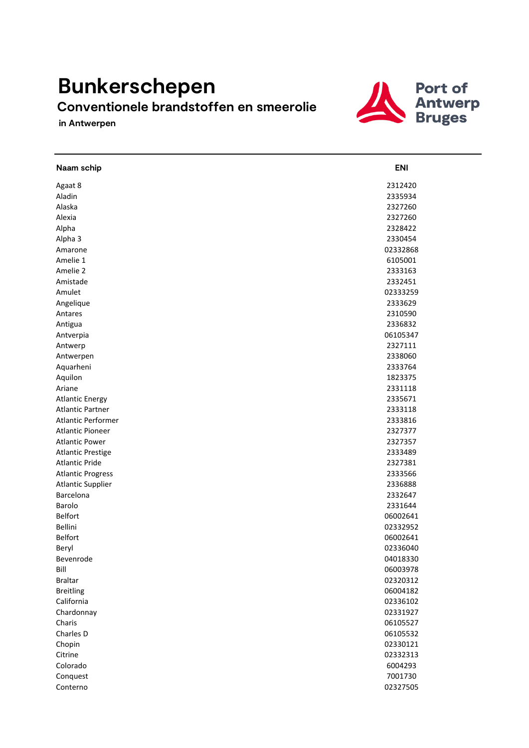# Bunkerschepen

## Conventionele brandstoffen en smeerolie

**in Antwerpen**

Port of Antwerp Bruges

| Naam schip | ENI |
| --- | --- |
| Agaat 8 | 2312420 |
| Aladin | 2335934 |
| Alaska | 2327260 |
| Alexia | 2327260 |
| Alpha | 2328422 |
| Alpha 3 | 2330454 |
| Amarone | 02332868 |
| Amelie 1 | 6105001 |
| Amelie 2 | 2333163 |
| Amistade | 2332451 |
| Amulet | 02333259 |
| Angelique | 2333629 |
| Antares | 2310590 |
| Antigua | 2336832 |
| Antverpia | 06105347 |
| Antwerp | 2327111 |
| Antwerpen | 2338060 |
| Aquarheni | 2333764 |
| Aquilon | 1823375 |
| Ariane | 2331118 |
| Atlantic Energy | 2335671 |
| Atlantic Partner | 2333118 |
| Atlantic Performer | 2333816 |
| Atlantic Pioneer | 2327377 |
| Atlantic Power | 2327357 |
| Atlantic Prestige | 2333489 |
| Atlantic Pride | 2327381 |
| Atlantic Progress | 2333566 |
| Atlantic Supplier | 2336888 |
| Barcelona | 2332647 |
| Barolo | 2331644 |
| Belfort | 06002641 |
| Bellini | 02332952 |
| Belfort | 06002641 |
| Beryl | 02336040 |
| Bevenrode | 04018330 |
| Bill | 06003978 |
| Braltar | 02320312 |
| Breitling | 06004182 |
| California | 02336102 |
| Chardonnay | 02331927 |
| Charis | 06105527 |
| Charles D | 06105532 |
| Chopin | 02330121 |
| Citrine | 02332313 |
| Colorado | 6004293 |
| Conquest | 7001730 |
| Conterno | 02327505 |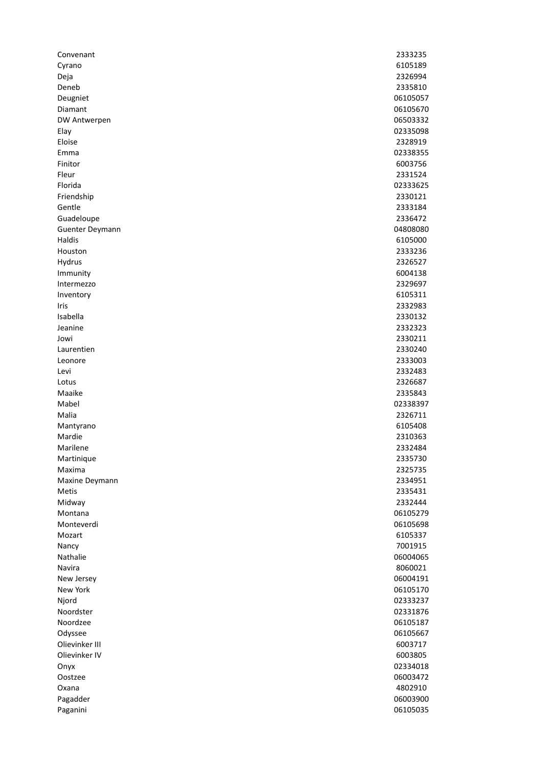| | |
|---|---|
| Convenant | 2333235 |
| Cyrano | 6105189 |
| Deja | 2326994 |
| Deneb | 2335810 |
| Deugniet | 06105057 |
| Diamant | 06105670 |
| DW Antwerpen | 06503332 |
| Elay | 02335098 |
| Eloise | 2328919 |
| Emma | 02338355 |
| Finitor | 6003756 |
| Fleur | 2331524 |
| Florida | 02333625 |
| Friendship | 2330121 |
| Gentle | 2333184 |
| Guadeloupe | 2336472 |
| Guenter Deymann | 04808080 |
| Haldis | 6105000 |
| Houston | 2333236 |
| Hydrus | 2326527 |
| Immunity | 6004138 |
| Intermezzo | 2329697 |
| Inventory | 6105311 |
| Iris | 2332983 |
| Isabella | 2330132 |
| Jeanine | 2332323 |
| Jowi | 2330211 |
| Laurentien | 2330240 |
| Leonore | 2333003 |
| Levi | 2332483 |
| Lotus | 2326687 |
| Maaike | 2335843 |
| Mabel | 02338397 |
| Malia | 2326711 |
| Mantyrano | 6105408 |
| Mardie | 2310363 |
| Marilene | 2332484 |
| Martinique | 2335730 |
| Maxima | 2325735 |
| Maxine Deymann | 2334951 |
| Metis | 2335431 |
| Midway | 2332444 |
| Montana | 06105279 |
| Monteverdi | 06105698 |
| Mozart | 6105337 |
| Nancy | 7001915 |
| Nathalie | 06004065 |
| Navira | 8060021 |
| New Jersey | 06004191 |
| New York | 06105170 |
| Njord | 02333237 |
| Noordster | 02331876 |
| Noordzee | 06105187 |
| Odyssee | 06105667 |
| Olievinker III | 6003717 |
| Olievinker IV | 6003805 |
| Onyx | 02334018 |
| Oostzee | 06003472 |
| Oxana | 4802910 |
| Pagadder | 06003900 |
| Paganini | 06105035 |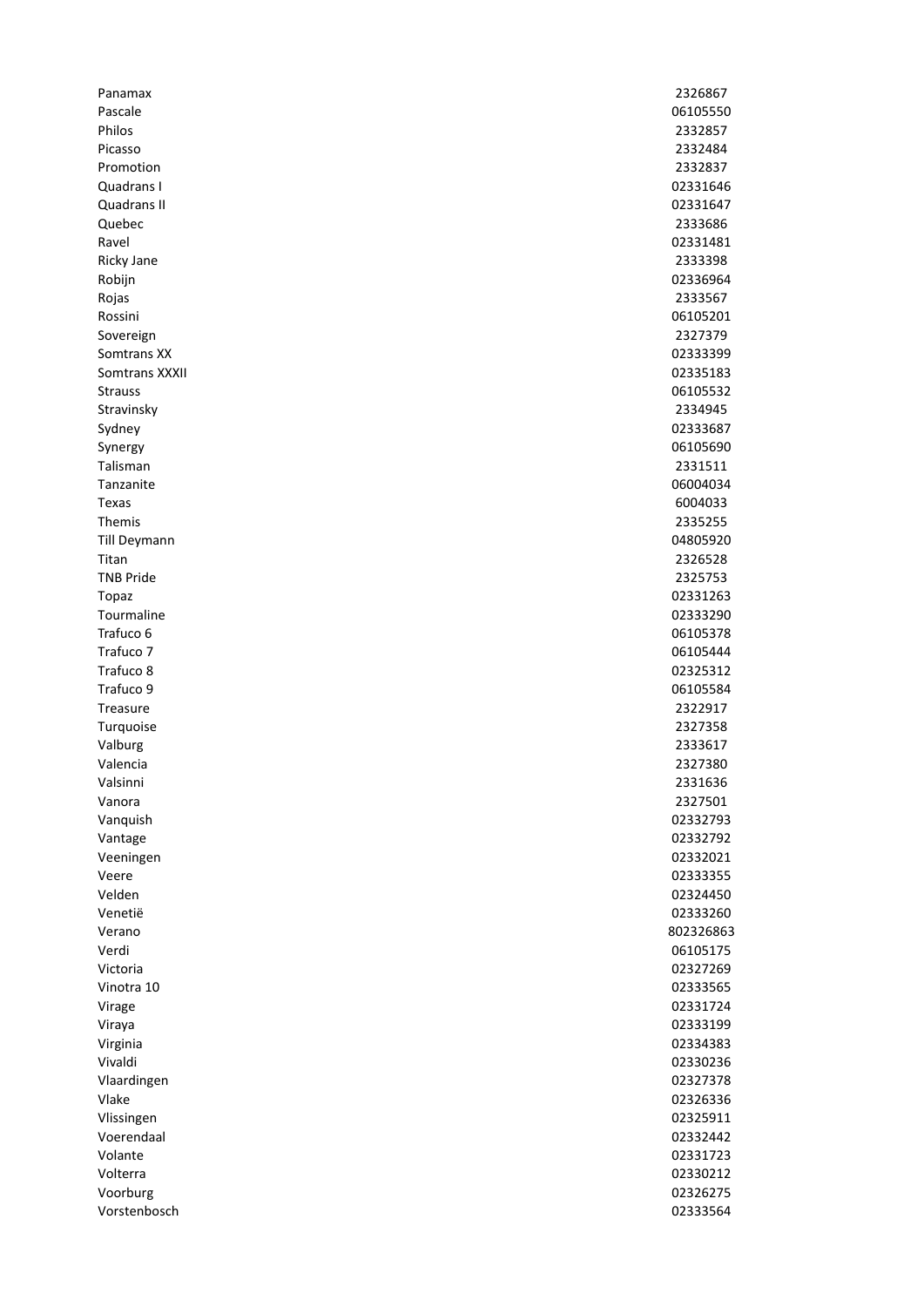| | |
|---|---|
| Panamax | 2326867 |
| Pascale | 06105550 |
| Philos | 2332857 |
| Picasso | 2332484 |
| Promotion | 2332837 |
| Quadrans I | 02331646 |
| Quadrans II | 02331647 |
| Quebec | 2333686 |
| Ravel | 02331481 |
| Ricky Jane | 2333398 |
| Robijn | 02336964 |
| Rojas | 2333567 |
| Rossini | 06105201 |
| Sovereign | 2327379 |
| Somtrans XX | 02333399 |
| Somtrans XXXII | 02335183 |
| Strauss | 06105532 |
| Stravinsky | 2334945 |
| Sydney | 02333687 |
| Synergy | 06105690 |
| Talisman | 2331511 |
| Tanzanite | 06004034 |
| Texas | 6004033 |
| Themis | 2335255 |
| Till Deymann | 04805920 |
| Titan | 2326528 |
| TNB Pride | 2325753 |
| Topaz | 02331263 |
| Tourmaline | 02333290 |
| Trafuco 6 | 06105378 |
| Trafuco 7 | 06105444 |
| Trafuco 8 | 02325312 |
| Trafuco 9 | 06105584 |
| Treasure | 2322917 |
| Turquoise | 2327358 |
| Valburg | 2333617 |
| Valencia | 2327380 |
| Valsinni | 2331636 |
| Vanora | 2327501 |
| Vanquish | 02332793 |
| Vantage | 02332792 |
| Veeningen | 02332021 |
| Veere | 02333355 |
| Velden | 02324450 |
| Venetië | 02333260 |
| Verano | 802326863 |
| Verdi | 06105175 |
| Victoria | 02327269 |
| Vinotra 10 | 02333565 |
| Virage | 02331724 |
| Viraya | 02333199 |
| Virginia | 02334383 |
| Vivaldi | 02330236 |
| Vlaardingen | 02327378 |
| Vlake | 02326336 |
| Vlissingen | 02325911 |
| Voerendaal | 02332442 |
| Volante | 02331723 |
| Volterra | 02330212 |
| Voorburg | 02326275 |
| Vorstenbosch | 02333564 |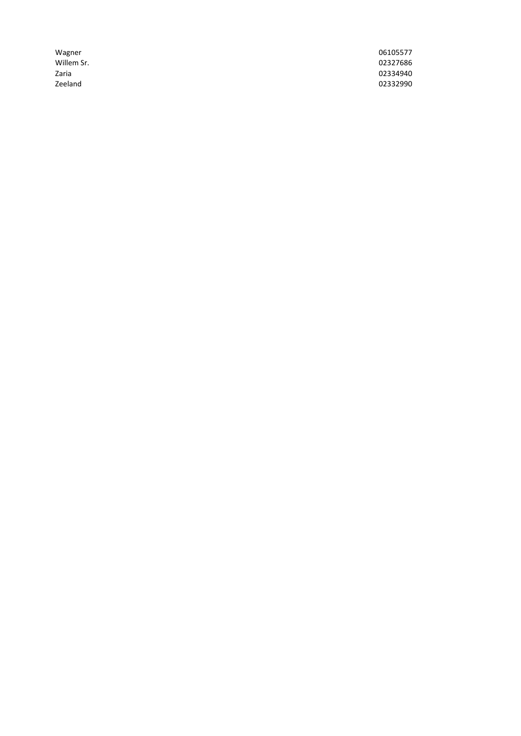| | |
|---|---|
| Wagner | 06105577 |
| Willem Sr. | 02327686 |
| Zaria | 02334940 |
| Zeeland | 02332990 |